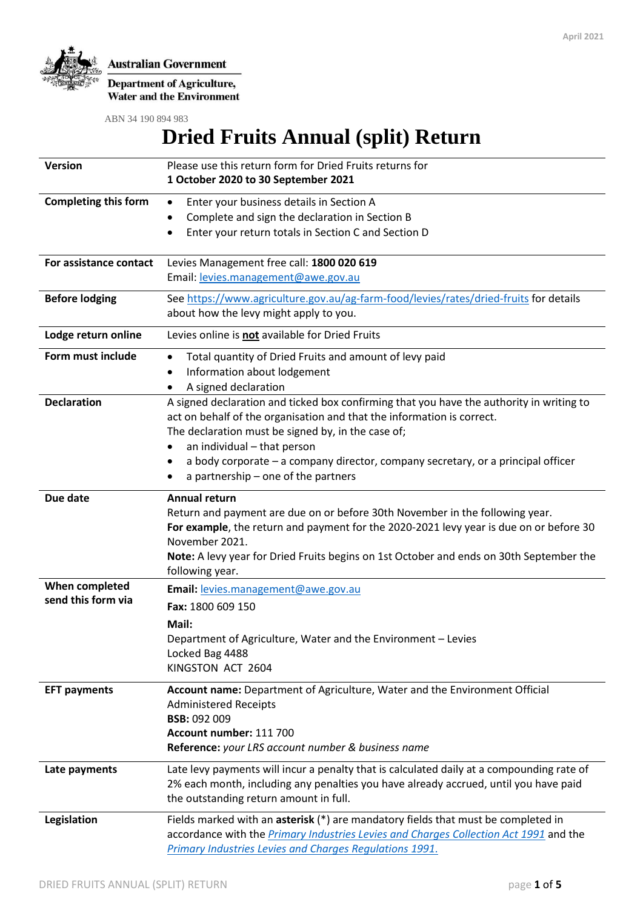April 2021

**Australian Government**

**Department of Agriculture, Water and the Environment**

ABN 34 190 894 983

# Dried Fruits Annual (split) Return

| | |
|---|---|
| **Version** | Please use this return form for Dried Fruits returns for<br>**1 October 2020 to 30 September 2021** |
| **Completing this form** | • Enter your business details in Section A<br>• Complete and sign the declaration in Section B<br>• Enter your return totals in Section C and Section D |
| **For assistance contact** | Levies Management free call: **1800 020 619**<br>Email: levies.management@awe.gov.au |
| **Before lodging** | See https://www.agriculture.gov.au/ag-farm-food/levies/rates/dried-fruits for details about how the levy might apply to you. |
| **Lodge return online** | Levies online is **not** available for Dried Fruits |
| **Form must include** | • Total quantity of Dried Fruits and amount of levy paid<br>• Information about lodgement<br>• A signed declaration |
| **Declaration** | A signed declaration and ticked box confirming that you have the authority in writing to act on behalf of the organisation and that the information is correct.<br>The declaration must be signed by, in the case of;<br>• an individual – that person<br>• a body corporate – a company director, company secretary, or a principal officer<br>• a partnership – one of the partners |
| **Due date** | **Annual return**<br>Return and payment are due on or before 30th November in the following year.<br>**For example**, the return and payment for the 2020-2021 levy year is due on or before 30 November 2021.<br>**Note:** A levy year for Dried Fruits begins on 1st October and ends on 30th September the following year. |
| **When completed send this form via** | **Email:** levies.management@awe.gov.au<br>**Fax:** 1800 609 150<br>**Mail:**<br>Department of Agriculture, Water and the Environment – Levies<br>Locked Bag 4488<br>KINGSTON ACT 2604 |
| **EFT payments** | **Account name:** Department of Agriculture, Water and the Environment Official Administered Receipts<br>**BSB:** 092 009<br>**Account number:** 111 700<br>**Reference:** *your LRS account number & business name* |
| **Late payments** | Late levy payments will incur a penalty that is calculated daily at a compounding rate of 2% each month, including any penalties you have already accrued, until you have paid the outstanding return amount in full. |
| **Legislation** | Fields marked with an **asterisk** (*) are mandatory fields that must be completed in accordance with the *Primary Industries Levies and Charges Collection Act 1991* and the *Primary Industries Levies and Charges Regulations 1991.* |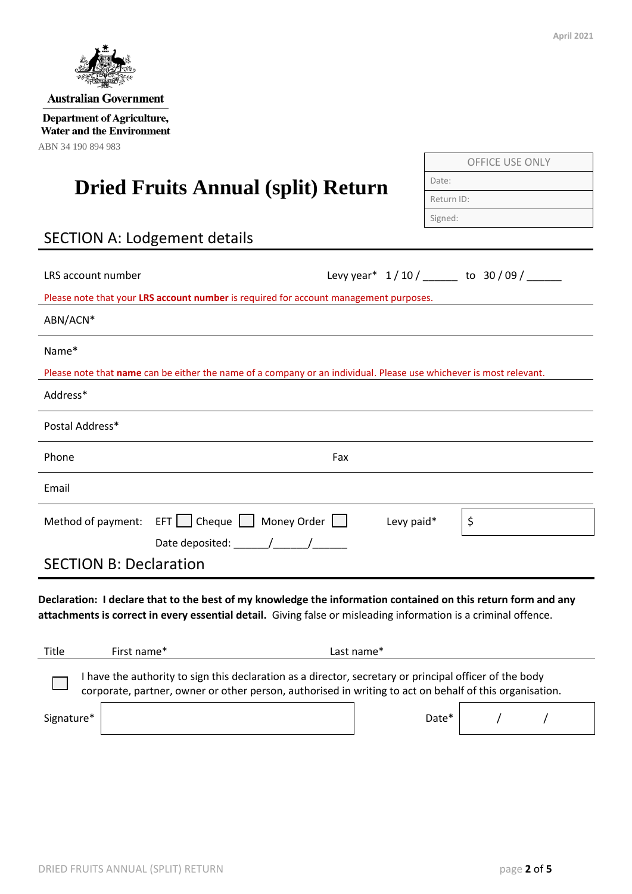April 2021

Australian Government

Department of Agriculture, Water and the Environment

ABN 34 190 894 983

| OFFICE USE ONLY |
|---|
| Date: |
| Return ID: |
| Signed: |

# Dried Fruits Annual (split) Return

## SECTION A: Lodgement details

LRS account number    Levy year* 1 / 10 / ______ to 30 / 09 / ______

Please note that your **LRS account number** is required for account management purposes.

ABN/ACN*

Name*

Please note that **name** can be either the name of a company or an individual. Please use whichever is most relevant.

Address*

Postal Address*

Phone    Fax

Email

Method of payment: EFT ☐ Cheque ☐ Money Order ☐    Levy paid* $

Date deposited: ______/______/______

## SECTION B: Declaration

**Declaration: I declare that to the best of my knowledge the information contained on this return form and any attachments is correct in every essential detail.** Giving false or misleading information is a criminal offence.

Title    First name*    Last name*

☐ I have the authority to sign this declaration as a director, secretary or principal officer of the body corporate, partner, owner or other person, authorised in writing to act on behalf of this organisation.

Signature*    Date* / /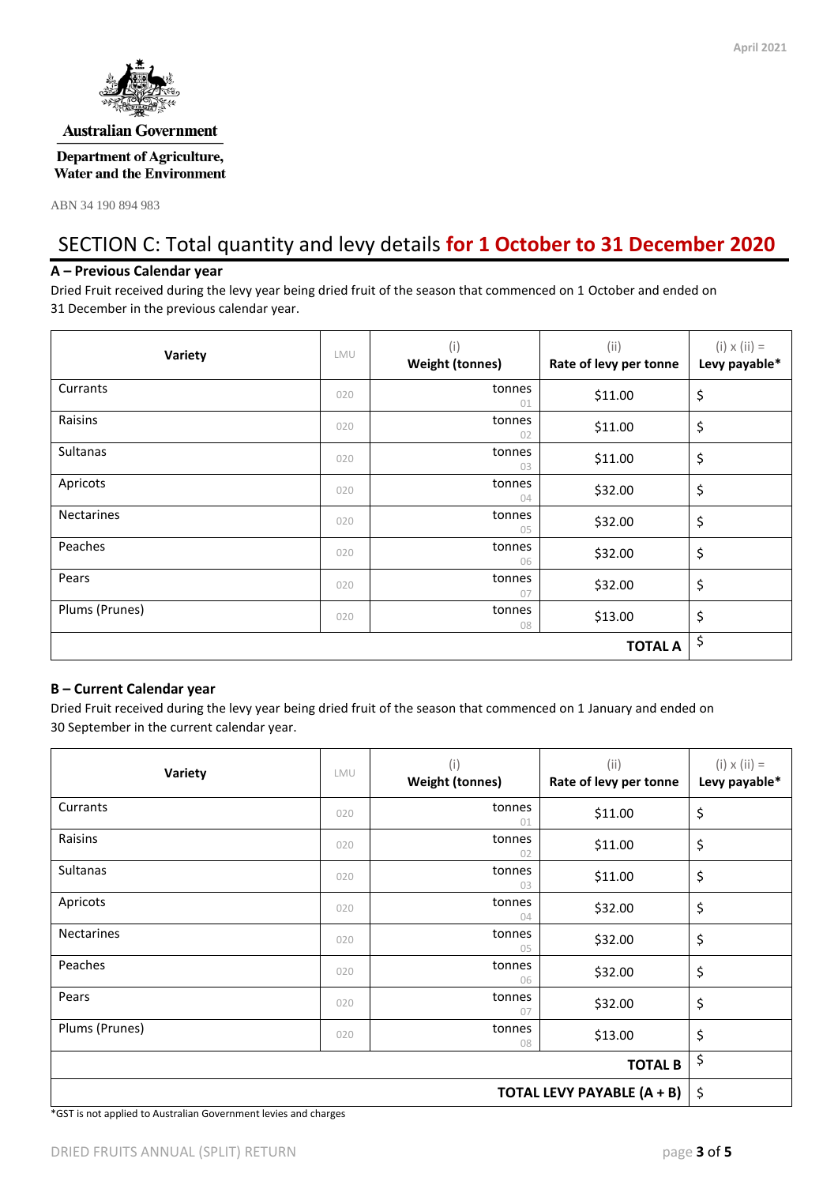April 2021

Australian Government

Department of Agriculture, Water and the Environment

ABN 34 190 894 983

# SECTION C: Total quantity and levy details **for 1 October to 31 December 2020**

### A – Previous Calendar year

Dried Fruit received during the levy year being dried fruit of the season that commenced on 1 October and ended on 31 December in the previous calendar year.

| Variety | LMU | (i) Weight (tonnes) | (ii) Rate of levy per tonne | (i) x (ii) = Levy payable* |
|---|---|---|---|---|
| Currants | 020 | tonnes 01 | $11.00 | $ |
| Raisins | 020 | tonnes 02 | $11.00 | $ |
| Sultanas | 020 | tonnes 03 | $11.00 | $ |
| Apricots | 020 | tonnes 04 | $32.00 | $ |
| Nectarines | 020 | tonnes 05 | $32.00 | $ |
| Peaches | 020 | tonnes 06 | $32.00 | $ |
| Pears | 020 | tonnes 07 | $32.00 | $ |
| Plums (Prunes) | 020 | tonnes 08 | $13.00 | $ |
| | | | **TOTAL A** | $ |

### B – Current Calendar year

Dried Fruit received during the levy year being dried fruit of the season that commenced on 1 January and ended on 30 September in the current calendar year.

| Variety | LMU | (i) Weight (tonnes) | (ii) Rate of levy per tonne | (i) x (ii) = Levy payable* |
|---|---|---|---|---|
| Currants | 020 | tonnes 01 | $11.00 | $ |
| Raisins | 020 | tonnes 02 | $11.00 | $ |
| Sultanas | 020 | tonnes 03 | $11.00 | $ |
| Apricots | 020 | tonnes 04 | $32.00 | $ |
| Nectarines | 020 | tonnes 05 | $32.00 | $ |
| Peaches | 020 | tonnes 06 | $32.00 | $ |
| Pears | 020 | tonnes 07 | $32.00 | $ |
| Plums (Prunes) | 020 | tonnes 08 | $13.00 | $ |
| | | | **TOTAL B** | $ |
| | | | **TOTAL LEVY PAYABLE (A + B)** | $ |

*GST is not applied to Australian Government levies and charges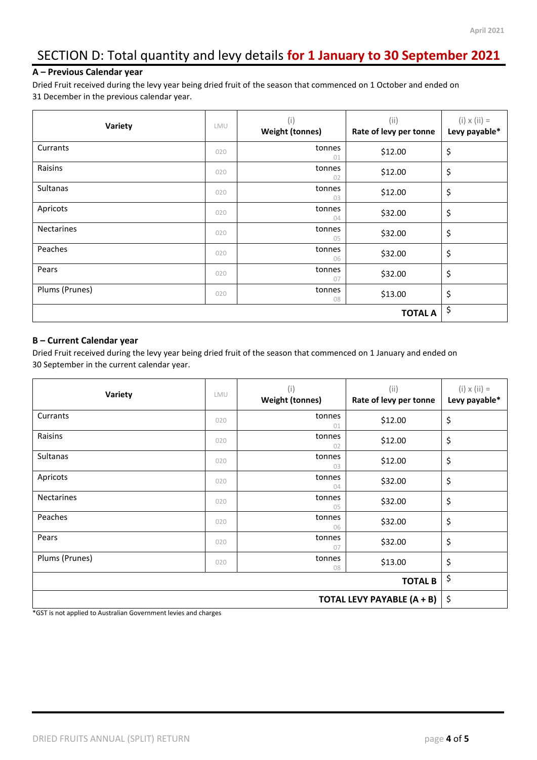# SECTION D: Total quantity and levy details **for 1 January to 30 September 2021**

### A – Previous Calendar year

Dried Fruit received during the levy year being dried fruit of the season that commenced on 1 October and ended on 31 December in the previous calendar year.

| Variety | LMU | (i) **Weight (tonnes)** | (ii) **Rate of levy per tonne** | (i) x (ii) = **Levy payable*** |
|---|---|---|---|---|
| Currants | 020 | tonnes 01 | $12.00 | $ |
| Raisins | 020 | tonnes 02 | $12.00 | $ |
| Sultanas | 020 | tonnes 03 | $12.00 | $ |
| Apricots | 020 | tonnes 04 | $32.00 | $ |
| Nectarines | 020 | tonnes 05 | $32.00 | $ |
| Peaches | 020 | tonnes 06 | $32.00 | $ |
| Pears | 020 | tonnes 07 | $32.00 | $ |
| Plums (Prunes) | 020 | tonnes 08 | $13.00 | $ |
| | | | **TOTAL A** | $ |

### B – Current Calendar year

Dried Fruit received during the levy year being dried fruit of the season that commenced on 1 January and ended on 30 September in the current calendar year.

| Variety | LMU | (i) **Weight (tonnes)** | (ii) **Rate of levy per tonne** | (i) x (ii) = **Levy payable*** |
|---|---|---|---|---|
| Currants | 020 | tonnes 01 | $12.00 | $ |
| Raisins | 020 | tonnes 02 | $12.00 | $ |
| Sultanas | 020 | tonnes 03 | $12.00 | $ |
| Apricots | 020 | tonnes 04 | $32.00 | $ |
| Nectarines | 020 | tonnes 05 | $32.00 | $ |
| Peaches | 020 | tonnes 06 | $32.00 | $ |
| Pears | 020 | tonnes 07 | $32.00 | $ |
| Plums (Prunes) | 020 | tonnes 08 | $13.00 | $ |
| | | | **TOTAL B** | $ |
| | | | **TOTAL LEVY PAYABLE (A + B)** | $ |

*GST is not applied to Australian Government levies and charges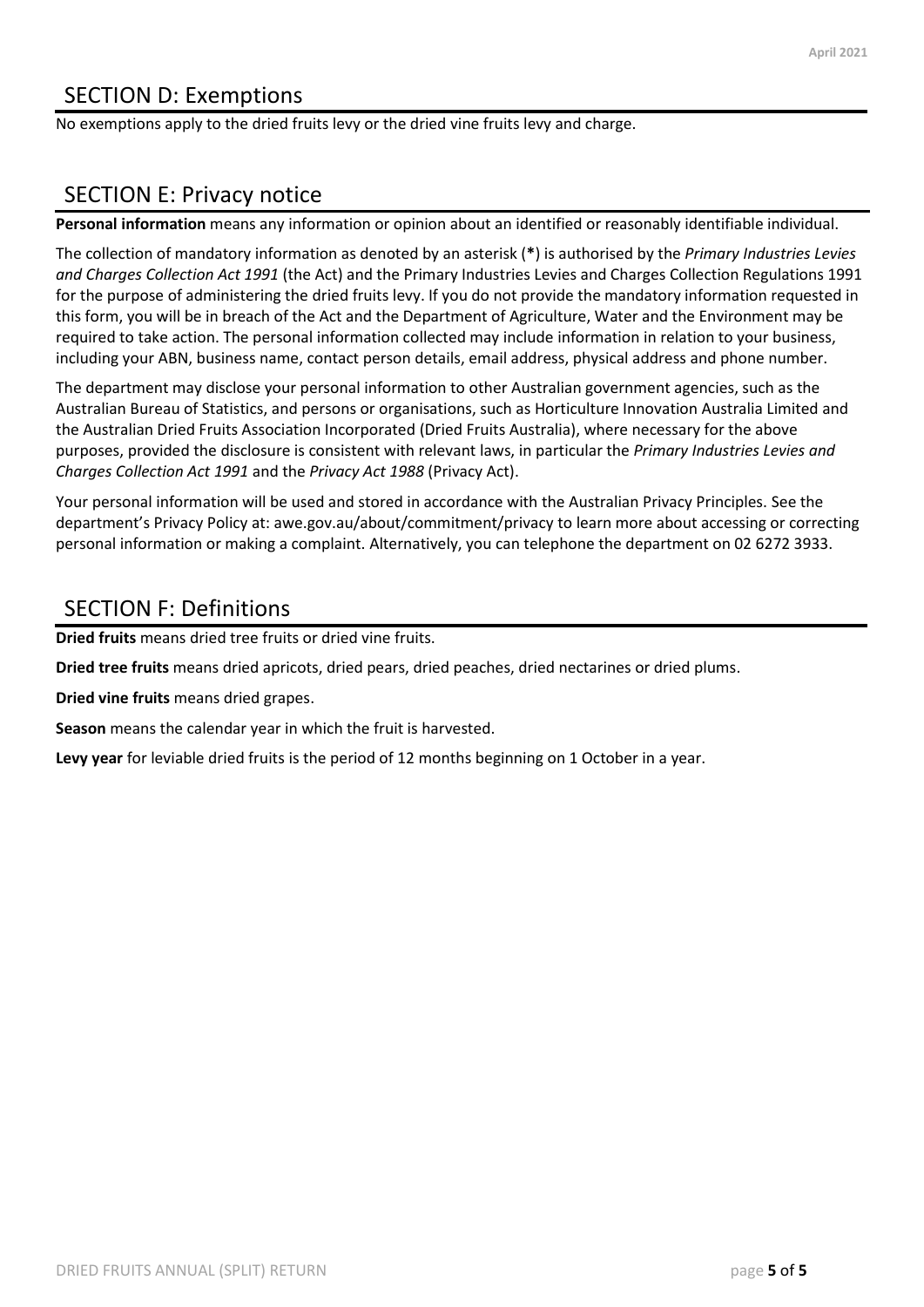## SECTION D: Exemptions

No exemptions apply to the dried fruits levy or the dried vine fruits levy and charge.

## SECTION E: Privacy notice

**Personal information** means any information or opinion about an identified or reasonably identifiable individual.

The collection of mandatory information as denoted by an asterisk (**\***) is authorised by the *Primary Industries Levies and Charges Collection Act 1991* (the Act) and the Primary Industries Levies and Charges Collection Regulations 1991 for the purpose of administering the dried fruits levy. If you do not provide the mandatory information requested in this form, you will be in breach of the Act and the Department of Agriculture, Water and the Environment may be required to take action. The personal information collected may include information in relation to your business, including your ABN, business name, contact person details, email address, physical address and phone number.

The department may disclose your personal information to other Australian government agencies, such as the Australian Bureau of Statistics, and persons or organisations, such as Horticulture Innovation Australia Limited and the Australian Dried Fruits Association Incorporated (Dried Fruits Australia), where necessary for the above purposes, provided the disclosure is consistent with relevant laws, in particular the *Primary Industries Levies and Charges Collection Act 1991* and the *Privacy Act 1988* (Privacy Act).

Your personal information will be used and stored in accordance with the Australian Privacy Principles. See the department's Privacy Policy at: awe.gov.au/about/commitment/privacy to learn more about accessing or correcting personal information or making a complaint. Alternatively, you can telephone the department on 02 6272 3933.

## SECTION F: Definitions

**Dried fruits** means dried tree fruits or dried vine fruits.

**Dried tree fruits** means dried apricots, dried pears, dried peaches, dried nectarines or dried plums.

**Dried vine fruits** means dried grapes.

**Season** means the calendar year in which the fruit is harvested.

**Levy year** for leviable dried fruits is the period of 12 months beginning on 1 October in a year.